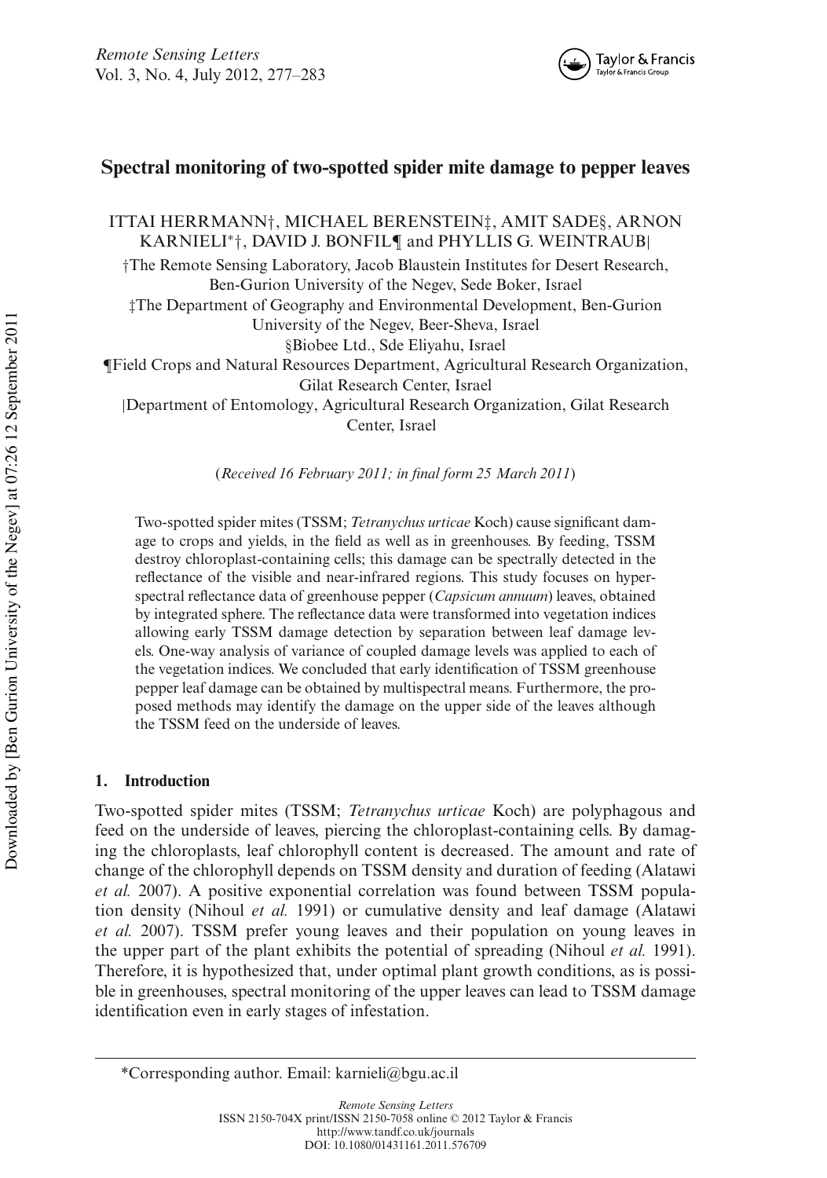# Spectral monitoring of two-spotted spider mite damage to pepper leaves

ITTAI HERRMANN†, MICHAEL BERENSTEIN‡, AMIT SADE§, ARNON KARNIELI*†, DAVID J. BONFIL¶ and PHYLLIS G. WEINTRAUB|

†The Remote Sensing Laboratory, Jacob Blaustein Institutes for Desert Research, Ben-Gurion University of the Negev, Sede Boker, Israel

‡The Department of Geography and Environmental Development, Ben-Gurion University of the Negev, Beer-Sheva, Israel

§Biobee Ltd., Sde Eliyahu, Israel

¶Field Crops and Natural Resources Department, Agricultural Research Organization, Gilat Research Center, Israel

|Department of Entomology, Agricultural Research Organization, Gilat Research Center, Israel

(*Received 16 February 2011; in final form 25 March 2011*)

Two-spotted spider mites (TSSM; *Tetranychus urticae* Koch) cause significant damage to crops and yields, in the field as well as in greenhouses. By feeding, TSSM destroy chloroplast-containing cells; this damage can be spectrally detected in the reflectance of the visible and near-infrared regions. This study focuses on hyperspectral reflectance data of greenhouse pepper (*Capsicum annuum*) leaves, obtained by integrated sphere. The reflectance data were transformed into vegetation indices allowing early TSSM damage detection by separation between leaf damage levels. One-way analysis of variance of coupled damage levels was applied to each of the vegetation indices. We concluded that early identification of TSSM greenhouse pepper leaf damage can be obtained by multispectral means. Furthermore, the proposed methods may identify the damage on the upper side of the leaves although the TSSM feed on the underside of leaves.

## 1. Introduction

Two-spotted spider mites (TSSM; *Tetranychus urticae* Koch) are polyphagous and feed on the underside of leaves, piercing the chloroplast-containing cells. By damaging the chloroplasts, leaf chlorophyll content is decreased. The amount and rate of change of the chlorophyll depends on TSSM density and duration of feeding (Alatawi *et al.* 2007). A positive exponential correlation was found between TSSM population density (Nihoul *et al.* 1991) or cumulative density and leaf damage (Alatawi *et al.* 2007). TSSM prefer young leaves and their population on young leaves in the upper part of the plant exhibits the potential of spreading (Nihoul *et al.* 1991). Therefore, it is hypothesized that, under optimal plant growth conditions, as is possible in greenhouses, spectral monitoring of the upper leaves can lead to TSSM damage identification even in early stages of infestation.

*Corresponding author. Email: karnieli@bgu.ac.il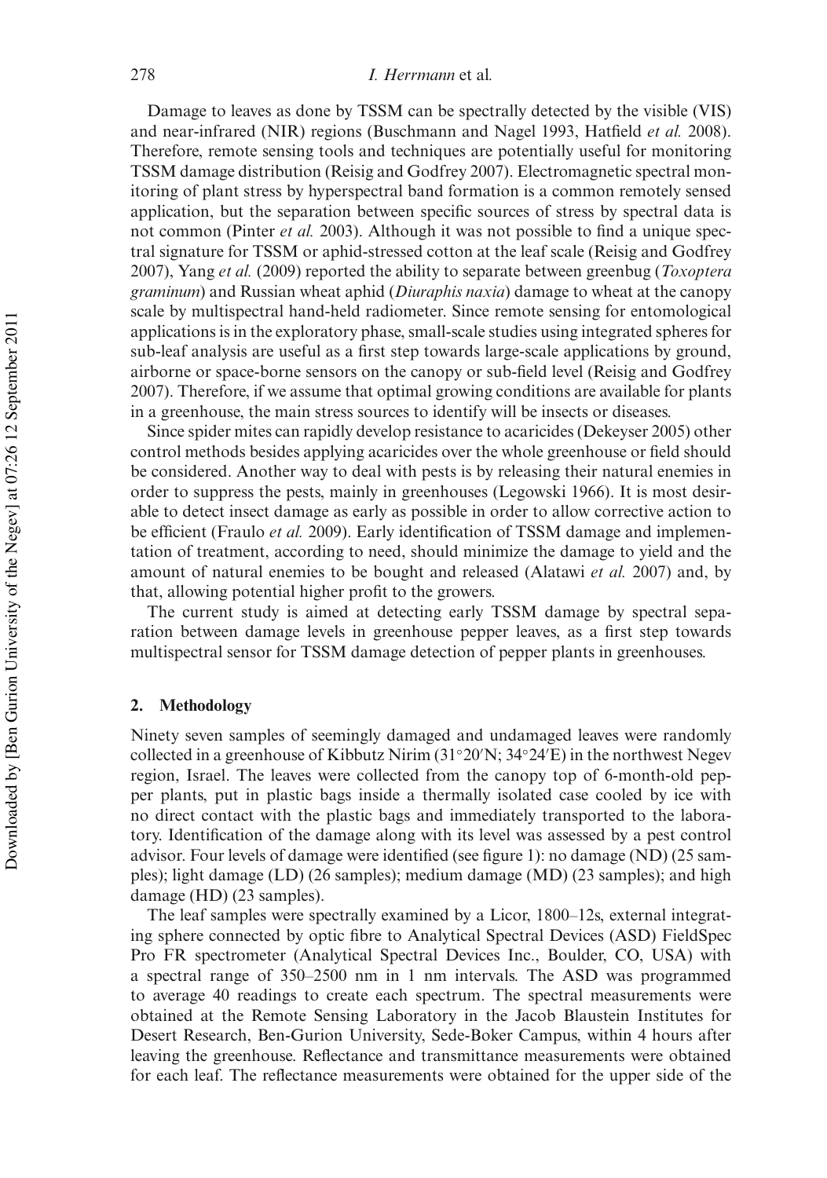Damage to leaves as done by TSSM can be spectrally detected by the visible (VIS) and near-infrared (NIR) regions (Buschmann and Nagel 1993, Hatfield *et al.* 2008). Therefore, remote sensing tools and techniques are potentially useful for monitoring TSSM damage distribution (Reisig and Godfrey 2007). Electromagnetic spectral monitoring of plant stress by hyperspectral band formation is a common remotely sensed application, but the separation between specific sources of stress by spectral data is not common (Pinter *et al.* 2003). Although it was not possible to find a unique spectral signature for TSSM or aphid-stressed cotton at the leaf scale (Reisig and Godfrey 2007), Yang *et al.* (2009) reported the ability to separate between greenbug (*Toxoptera graminum*) and Russian wheat aphid (*Diuraphis naxia*) damage to wheat at the canopy scale by multispectral hand-held radiometer. Since remote sensing for entomological applications is in the exploratory phase, small-scale studies using integrated spheres for sub-leaf analysis are useful as a first step towards large-scale applications by ground, airborne or space-borne sensors on the canopy or sub-field level (Reisig and Godfrey 2007). Therefore, if we assume that optimal growing conditions are available for plants in a greenhouse, the main stress sources to identify will be insects or diseases.

Since spider mites can rapidly develop resistance to acaricides (Dekeyser 2005) other control methods besides applying acaricides over the whole greenhouse or field should be considered. Another way to deal with pests is by releasing their natural enemies in order to suppress the pests, mainly in greenhouses (Legowski 1966). It is most desirable to detect insect damage as early as possible in order to allow corrective action to be efficient (Fraulo *et al.* 2009). Early identification of TSSM damage and implementation of treatment, according to need, should minimize the damage to yield and the amount of natural enemies to be bought and released (Alatawi *et al.* 2007) and, by that, allowing potential higher profit to the growers.

The current study is aimed at detecting early TSSM damage by spectral separation between damage levels in greenhouse pepper leaves, as a first step towards multispectral sensor for TSSM damage detection of pepper plants in greenhouses.

## 2. Methodology

Ninety seven samples of seemingly damaged and undamaged leaves were randomly collected in a greenhouse of Kibbutz Nirim (31°20′N; 34°24′E) in the northwest Negev region, Israel. The leaves were collected from the canopy top of 6-month-old pepper plants, put in plastic bags inside a thermally isolated case cooled by ice with no direct contact with the plastic bags and immediately transported to the laboratory. Identification of the damage along with its level was assessed by a pest control advisor. Four levels of damage were identified (see figure 1): no damage (ND) (25 samples); light damage (LD) (26 samples); medium damage (MD) (23 samples); and high damage (HD) (23 samples).

The leaf samples were spectrally examined by a Licor, 1800–12s, external integrating sphere connected by optic fibre to Analytical Spectral Devices (ASD) FieldSpec Pro FR spectrometer (Analytical Spectral Devices Inc., Boulder, CO, USA) with a spectral range of 350–2500 nm in 1 nm intervals. The ASD was programmed to average 40 readings to create each spectrum. The spectral measurements were obtained at the Remote Sensing Laboratory in the Jacob Blaustein Institutes for Desert Research, Ben-Gurion University, Sede-Boker Campus, within 4 hours after leaving the greenhouse. Reflectance and transmittance measurements were obtained for each leaf. The reflectance measurements were obtained for the upper side of the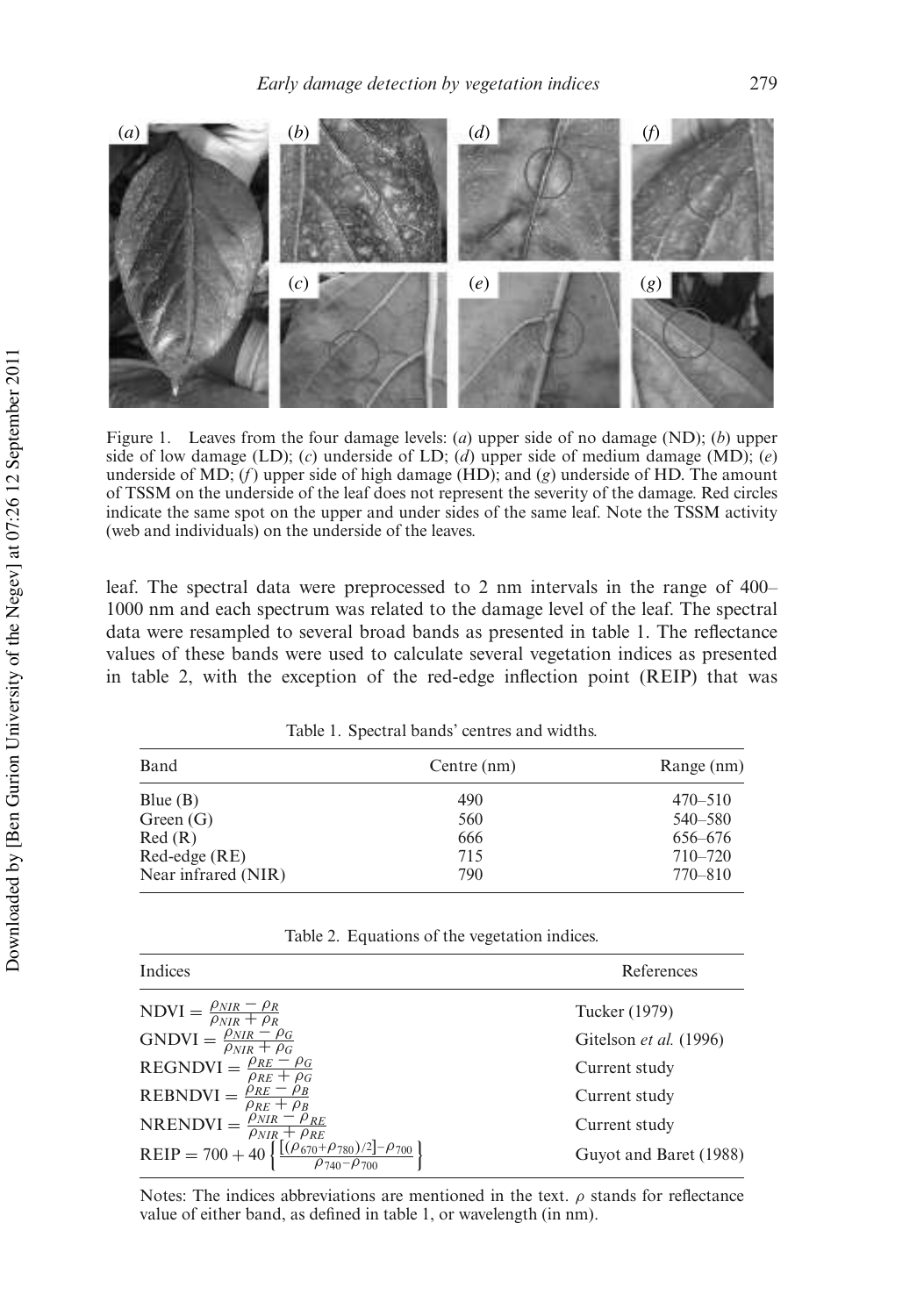Figure 1. Leaves from the four damage levels: (*a*) upper side of no damage (ND); (*b*) upper side of low damage (LD); (*c*) underside of LD; (*d*) upper side of medium damage (MD); (*e*) underside of MD; (*f*) upper side of high damage (HD); and (*g*) underside of HD. The amount of TSSM on the underside of the leaf does not represent the severity of the damage. Red circles indicate the same spot on the upper and under sides of the same leaf. Note the TSSM activity (web and individuals) on the underside of the leaves.

leaf. The spectral data were preprocessed to 2 nm intervals in the range of 400–1000 nm and each spectrum was related to the damage level of the leaf. The spectral data were resampled to several broad bands as presented in table 1. The reflectance values of these bands were used to calculate several vegetation indices as presented in table 2, with the exception of the red-edge inflection point (REIP) that was

Table 1. Spectral bands' centres and widths.

| Band | Centre (nm) | Range (nm) |
|---|---|---|
| Blue (B) | 490 | 470–510 |
| Green (G) | 560 | 540–580 |
| Red (R) | 666 | 656–676 |
| Red-edge (RE) | 715 | 710–720 |
| Near infrared (NIR) | 790 | 770–810 |

Table 2. Equations of the vegetation indices.

| Indices | References |
|---|---|
| $\mathrm{NDVI} = \frac{\rho_{NIR} - \rho_R}{\rho_{NIR} + \rho_R}$ | Tucker (1979) |
| $\mathrm{GNDVI} = \frac{\rho_{NIR} - \rho_G}{\rho_{NIR} + \rho_G}$ | Gitelson *et al.* (1996) |
| $\mathrm{REGNDVI} = \frac{\rho_{RE} - \rho_G}{\rho_{RE} + \rho_G}$ | Current study |
| $\mathrm{REBNDVI} = \frac{\rho_{RE} - \rho_B}{\rho_{RE} + \rho_B}$ | Current study |
| $\mathrm{NRENDVI} = \frac{\rho_{NIR} - \rho_{RE}}{\rho_{NIR} + \rho_{RE}}$ | Current study |
| $\mathrm{REIP} = 700 + 40\left\{\frac{[(\rho_{670}+\rho_{780})/2]-\rho_{700}}{\rho_{740}-\rho_{700}}\right\}$ | Guyot and Baret (1988) |

Notes: The indices abbreviations are mentioned in the text. $\rho$ stands for reflectance value of either band, as defined in table 1, or wavelength (in nm).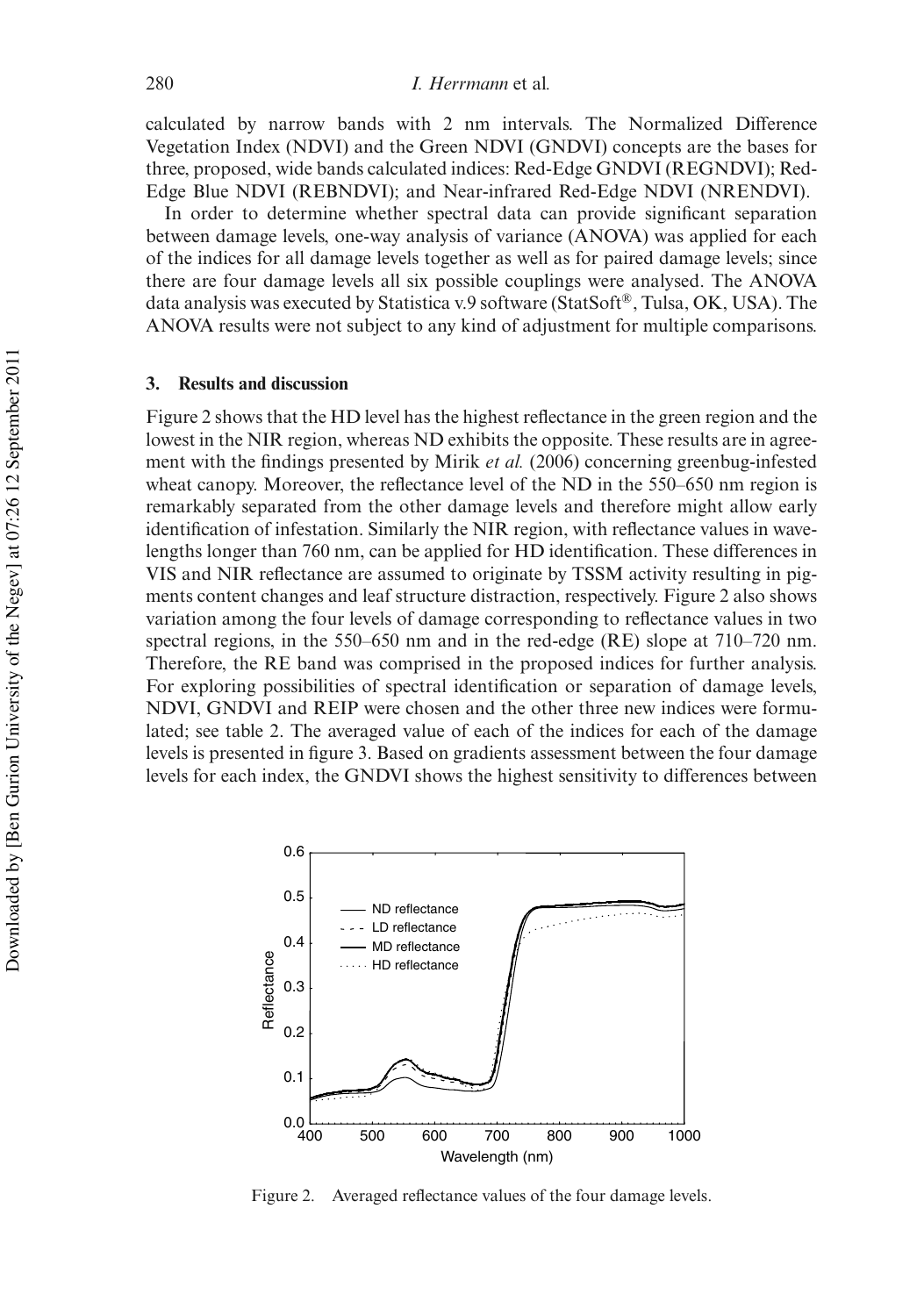calculated by narrow bands with 2 nm intervals. The Normalized Difference Vegetation Index (NDVI) and the Green NDVI (GNDVI) concepts are the bases for three, proposed, wide bands calculated indices: Red-Edge GNDVI (REGNDVI); Red-Edge Blue NDVI (REBNDVI); and Near-infrared Red-Edge NDVI (NRENDVI).

In order to determine whether spectral data can provide significant separation between damage levels, one-way analysis of variance (ANOVA) was applied for each of the indices for all damage levels together as well as for paired damage levels; since there are four damage levels all six possible couplings were analysed. The ANOVA data analysis was executed by Statistica v.9 software (StatSoft®, Tulsa, OK, USA). The ANOVA results were not subject to any kind of adjustment for multiple comparisons.

## 3. Results and discussion

Figure 2 shows that the HD level has the highest reflectance in the green region and the lowest in the NIR region, whereas ND exhibits the opposite. These results are in agreement with the findings presented by Mirik *et al.* (2006) concerning greenbug-infested wheat canopy. Moreover, the reflectance level of the ND in the 550–650 nm region is remarkably separated from the other damage levels and therefore might allow early identification of infestation. Similarly the NIR region, with reflectance values in wavelengths longer than 760 nm, can be applied for HD identification. These differences in VIS and NIR reflectance are assumed to originate by TSSM activity resulting in pigments content changes and leaf structure distraction, respectively. Figure 2 also shows variation among the four levels of damage corresponding to reflectance values in two spectral regions, in the 550–650 nm and in the red-edge (RE) slope at 710–720 nm. Therefore, the RE band was comprised in the proposed indices for further analysis. For exploring possibilities of spectral identification or separation of damage levels, NDVI, GNDVI and REIP were chosen and the other three new indices were formulated; see table 2. The averaged value of each of the indices for each of the damage levels is presented in figure 3. Based on gradients assessment between the four damage levels for each index, the GNDVI shows the highest sensitivity to differences between

Figure 2. Averaged reflectance values of the four damage levels.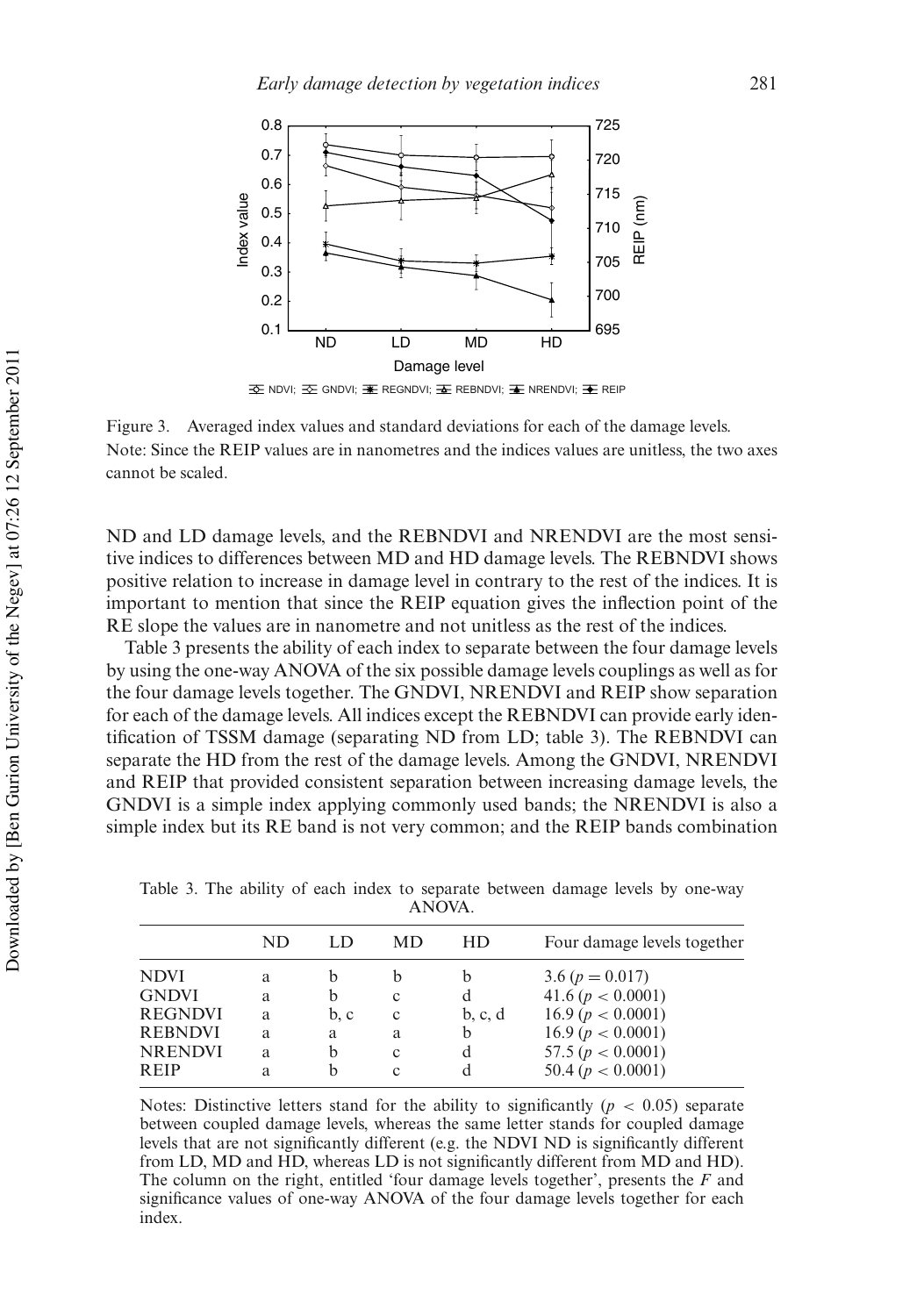Figure 3. Averaged index values and standard deviations for each of the damage levels.
Note: Since the REIP values are in nanometres and the indices values are unitless, the two axes cannot be scaled.

ND and LD damage levels, and the REBNDVI and NRENDVI are the most sensitive indices to differences between MD and HD damage levels. The REBNDVI shows positive relation to increase in damage level in contrary to the rest of the indices. It is important to mention that since the REIP equation gives the inflection point of the RE slope the values are in nanometre and not unitless as the rest of the indices.

Table 3 presents the ability of each index to separate between the four damage levels by using the one-way ANOVA of the six possible damage levels couplings as well as for the four damage levels together. The GNDVI, NRENDVI and REIP show separation for each of the damage levels. All indices except the REBNDVI can provide early identification of TSSM damage (separating ND from LD; table 3). The REBNDVI can separate the HD from the rest of the damage levels. Among the GNDVI, NRENDVI and REIP that provided consistent separation between increasing damage levels, the GNDVI is a simple index applying commonly used bands; the NRENDVI is also a simple index but its RE band is not very common; and the REIP bands combination

Table 3. The ability of each index to separate between damage levels by one-way ANOVA.

| | ND | LD | MD | HD | Four damage levels together |
|---|---|---|---|---|---|
| NDVI | a | b | b | b | 3.6 ($p = 0.017$) |
| GNDVI | a | b | c | d | 41.6 ($p < 0.0001$) |
| REGNDVI | a | b, c | c | b, c, d | 16.9 ($p < 0.0001$) |
| REBNDVI | a | a | a | b | 16.9 ($p < 0.0001$) |
| NRENDVI | a | b | c | d | 57.5 ($p < 0.0001$) |
| REIP | a | b | c | d | 50.4 ($p < 0.0001$) |

Notes: Distinctive letters stand for the ability to significantly ($p < 0.05$) separate between coupled damage levels, whereas the same letter stands for coupled damage levels that are not significantly different (e.g. the NDVI ND is significantly different from LD, MD and HD, whereas LD is not significantly different from MD and HD). The column on the right, entitled 'four damage levels together', presents the $F$ and significance values of one-way ANOVA of the four damage levels together for each index.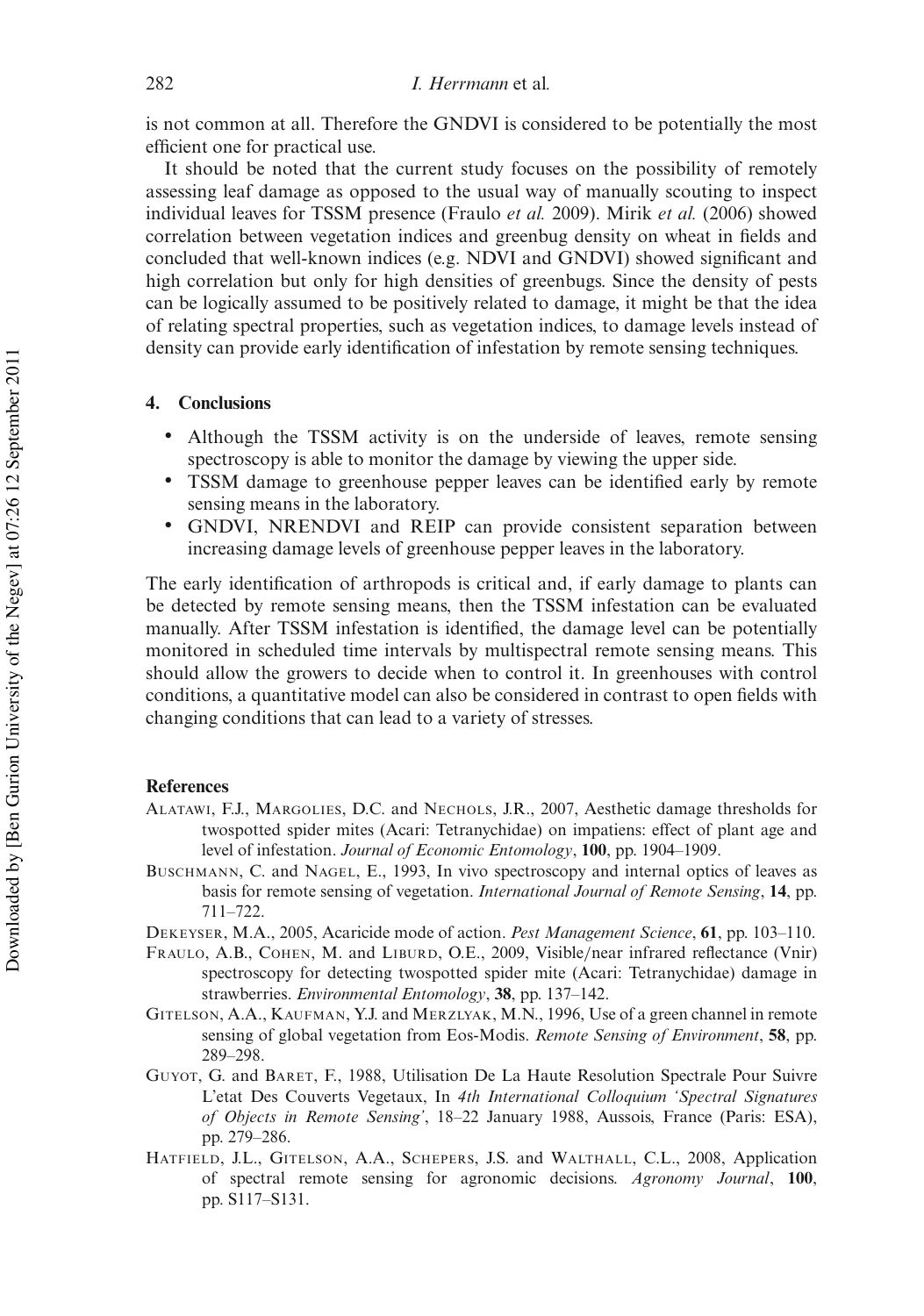is not common at all. Therefore the GNDVI is considered to be potentially the most efficient one for practical use.

It should be noted that the current study focuses on the possibility of remotely assessing leaf damage as opposed to the usual way of manually scouting to inspect individual leaves for TSSM presence (Fraulo *et al.* 2009). Mirik *et al.* (2006) showed correlation between vegetation indices and greenbug density on wheat in fields and concluded that well-known indices (e.g. NDVI and GNDVI) showed significant and high correlation but only for high densities of greenbugs. Since the density of pests can be logically assumed to be positively related to damage, it might be that the idea of relating spectral properties, such as vegetation indices, to damage levels instead of density can provide early identification of infestation by remote sensing techniques.

## 4. Conclusions

- Although the TSSM activity is on the underside of leaves, remote sensing spectroscopy is able to monitor the damage by viewing the upper side.
- TSSM damage to greenhouse pepper leaves can be identified early by remote sensing means in the laboratory.
- GNDVI, NRENDVI and REIP can provide consistent separation between increasing damage levels of greenhouse pepper leaves in the laboratory.

The early identification of arthropods is critical and, if early damage to plants can be detected by remote sensing means, then the TSSM infestation can be evaluated manually. After TSSM infestation is identified, the damage level can be potentially monitored in scheduled time intervals by multispectral remote sensing means. This should allow the growers to decide when to control it. In greenhouses with control conditions, a quantitative model can also be considered in contrast to open fields with changing conditions that can lead to a variety of stresses.

## References

Alatawi, F.J., Margolies, D.C. and Nechols, J.R., 2007, Aesthetic damage thresholds for twospotted spider mites (Acari: Tetranychidae) on impatiens: effect of plant age and level of infestation. *Journal of Economic Entomology*, **100**, pp. 1904–1909.

Buschmann, C. and Nagel, E., 1993, In vivo spectroscopy and internal optics of leaves as basis for remote sensing of vegetation. *International Journal of Remote Sensing*, **14**, pp. 711–722.

Dekeyser, M.A., 2005, Acaricide mode of action. *Pest Management Science*, **61**, pp. 103–110.

Fraulo, A.B., Cohen, M. and Liburd, O.E., 2009, Visible/near infrared reflectance (Vnir) spectroscopy for detecting twospotted spider mite (Acari: Tetranychidae) damage in strawberries. *Environmental Entomology*, **38**, pp. 137–142.

Gitelson, A.A., Kaufman, Y.J. and Merzlyak, M.N., 1996, Use of a green channel in remote sensing of global vegetation from Eos-Modis. *Remote Sensing of Environment*, **58**, pp. 289–298.

Guyot, G. and Baret, F., 1988, Utilisation De La Haute Resolution Spectrale Pour Suivre L'etat Des Couverts Vegetaux, In *4th International Colloquium 'Spectral Signatures of Objects in Remote Sensing'*, 18–22 January 1988, Aussois, France (Paris: ESA), pp. 279–286.

Hatfield, J.L., Gitelson, A.A., Schepers, J.S. and Walthall, C.L., 2008, Application of spectral remote sensing for agronomic decisions. *Agronomy Journal*, **100**, pp. S117–S131.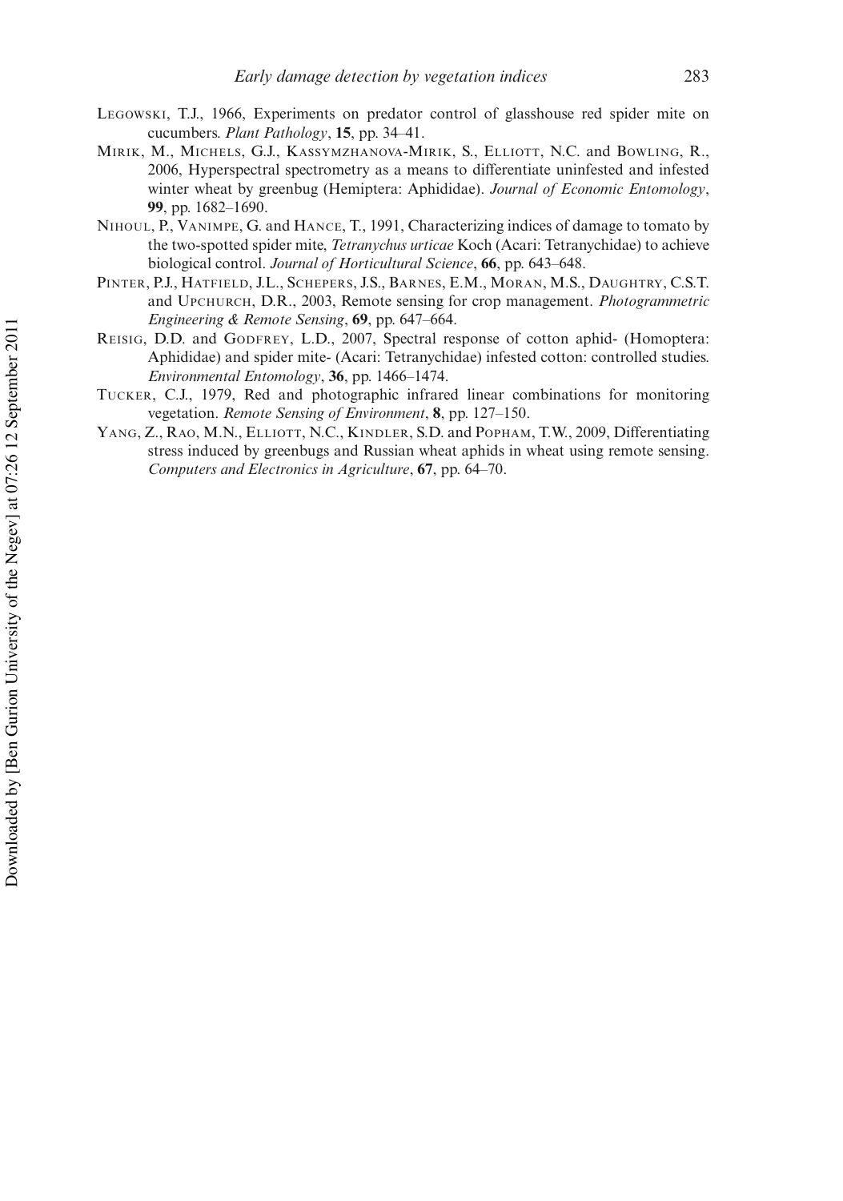Legowski, T.J., 1966, Experiments on predator control of glasshouse red spider mite on cucumbers. *Plant Pathology*, **15**, pp. 34–41.

Mirik, M., Michels, G.J., Kassymzhanova-Mirik, S., Elliott, N.C. and Bowling, R., 2006, Hyperspectral spectrometry as a means to differentiate uninfested and infested winter wheat by greenbug (Hemiptera: Aphididae). *Journal of Economic Entomology*, **99**, pp. 1682–1690.

Nihoul, P., Vanimpe, G. and Hance, T., 1991, Characterizing indices of damage to tomato by the two-spotted spider mite, *Tetranychus urticae* Koch (Acari: Tetranychidae) to achieve biological control. *Journal of Horticultural Science*, **66**, pp. 643–648.

Pinter, P.J., Hatfield, J.L., Schepers, J.S., Barnes, E.M., Moran, M.S., Daughtry, C.S.T. and Upchurch, D.R., 2003, Remote sensing for crop management. *Photogrammetric Engineering & Remote Sensing*, **69**, pp. 647–664.

Reisig, D.D. and Godfrey, L.D., 2007, Spectral response of cotton aphid- (Homoptera: Aphididae) and spider mite- (Acari: Tetranychidae) infested cotton: controlled studies. *Environmental Entomology*, **36**, pp. 1466–1474.

Tucker, C.J., 1979, Red and photographic infrared linear combinations for monitoring vegetation. *Remote Sensing of Environment*, **8**, pp. 127–150.

Yang, Z., Rao, M.N., Elliott, N.C., Kindler, S.D. and Popham, T.W., 2009, Differentiating stress induced by greenbugs and Russian wheat aphids in wheat using remote sensing. *Computers and Electronics in Agriculture*, **67**, pp. 64–70.